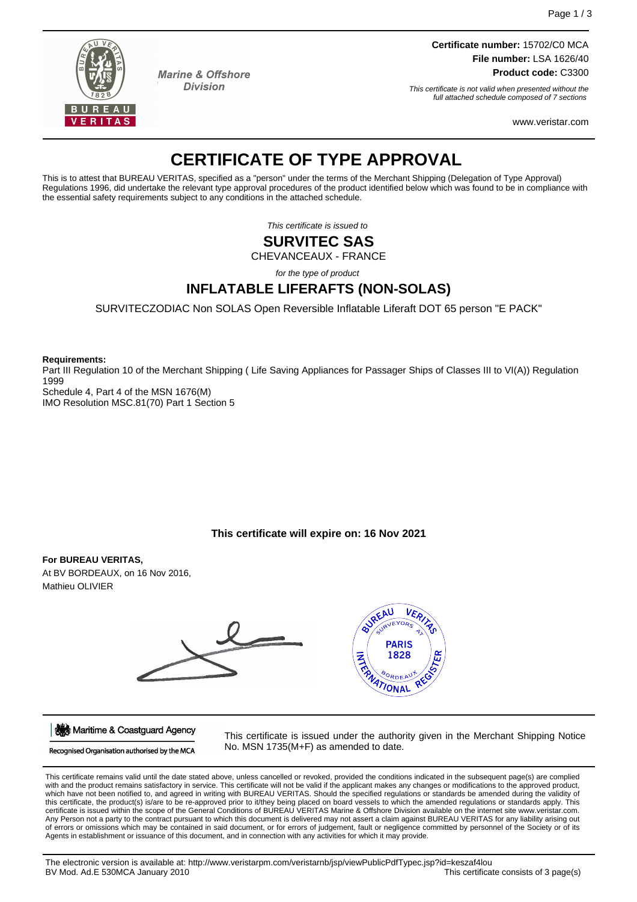Marine & Offshore Division

**Certificate number:** 15702/C0 MCA
**File number:** LSA 1626/40
**Product code:** C3300

*This certificate is not valid when presented without the full attached schedule composed of 7 sections*

www.veristar.com

# CERTIFICATE OF TYPE APPROVAL

This is to attest that BUREAU VERITAS, specified as a "person" under the terms of the Merchant Shipping (Delegation of Type Approval) Regulations 1996, did undertake the relevant type approval procedures of the product identified below which was found to be in compliance with the essential safety requirements subject to any conditions in the attached schedule.

*This certificate is issued to*

## SURVITEC SAS

CHEVANCEAUX - FRANCE

*for the type of product*

## INFLATABLE LIFERAFTS (NON-SOLAS)

SURVITECZODIAC Non SOLAS Open Reversible Inflatable Liferaft DOT 65 person "E PACK"

**Requirements:**
Part III Regulation 10 of the Merchant Shipping ( Life Saving Appliances for Passager Ships of Classes III to VI(A)) Regulation 1999
Schedule 4, Part 4 of the MSN 1676(M)
IMO Resolution MSC.81(70) Part 1 Section 5

**This certificate will expire on: 16 Nov 2021**

**For BUREAU VERITAS,**
At BV BORDEAUX, on 16 Nov 2016,
Mathieu OLIVIER

Maritime & Coastguard Agency
Recognised Organisation authorised by the MCA

This certificate is issued under the authority given in the Merchant Shipping Notice No. MSN 1735(M+F) as amended to date.

This certificate remains valid until the date stated above, unless cancelled or revoked, provided the conditions indicated in the subsequent page(s) are complied with and the product remains satisfactory in service. This certificate will not be valid if the applicant makes any changes or modifications to the approved product, which have not been notified to, and agreed in writing with BUREAU VERITAS. Should the specified regulations or standards be amended during the validity of this certificate, the product(s) is/are to be re-approved prior to it/they being placed on board vessels to which the amended regulations or standards apply. This certificate is issued within the scope of the General Conditions of BUREAU VERITAS Marine & Offshore Division available on the internet site www.veristar.com. Any Person not a party to the contract pursuant to which this document is delivered may not assert a claim against BUREAU VERITAS for any liability arising out of errors or omissions which may be contained in said document, or for errors of judgement, fault or negligence committed by personnel of the Society or of its Agents in establishment or issuance of this document, and in connection with any activities for which it may provide.

The electronic version is available at: http://www.veristarpm.com/veristarnb/jsp/viewPublicPdfTypec.jsp?id=keszaf4lou
BV Mod. Ad.E 530MCA January 2010 — This certificate consists of 3 page(s)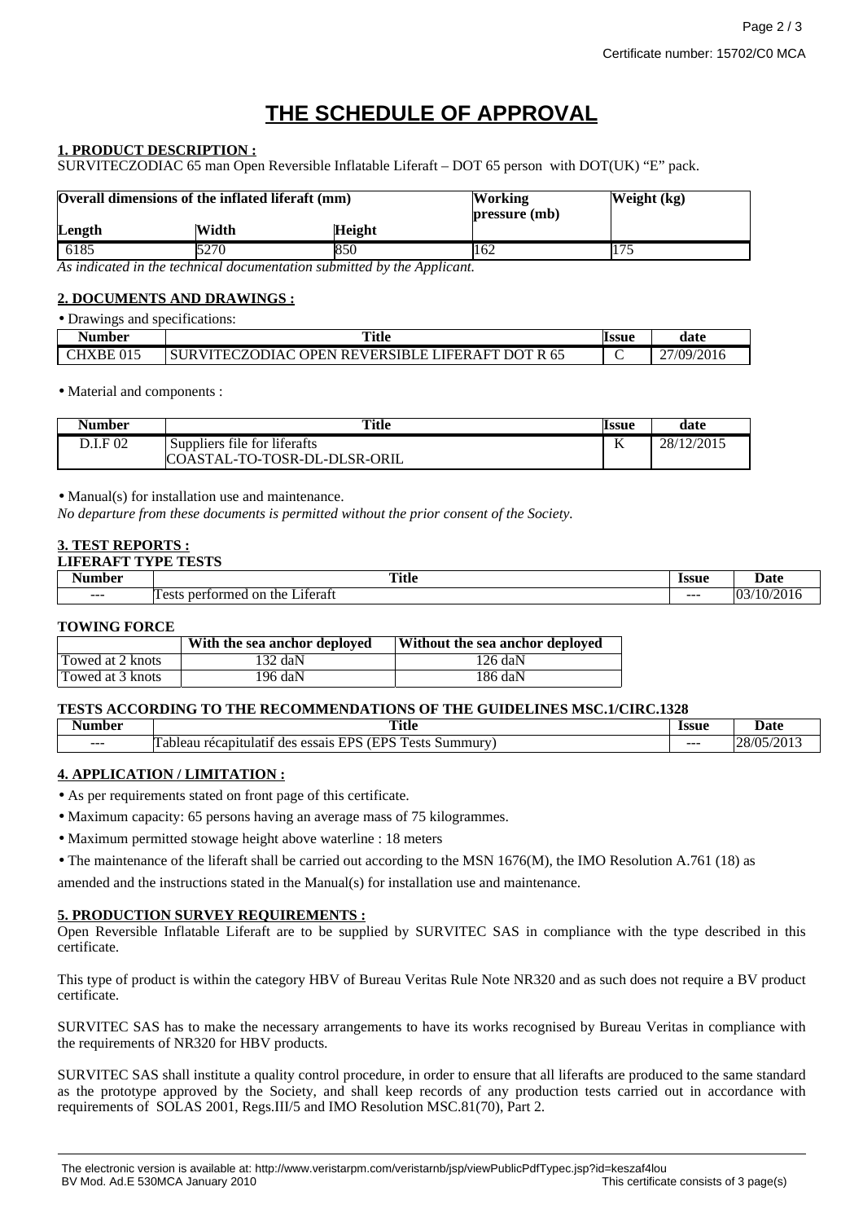# THE SCHEDULE OF APPROVAL

**1. PRODUCT DESCRIPTION :**

SURVITECZODIAC 65 man Open Reversible Inflatable Liferaft – DOT 65 person with DOT(UK) "E" pack.

| Overall dimensions of the inflated liferaft (mm) | | | Working pressure (mb) | Weight (kg) |
|---|---|---|---|---|
| Length | Width | Height | | |
| 6185 | 5270 | 850 | 162 | 175 |

*As indicated in the technical documentation submitted by the Applicant.*

**2. DOCUMENTS AND DRAWINGS :**

- Drawings and specifications:

| Number | Title | Issue | date |
|---|---|---|---|
| CHXBE 015 | SURVITECZODIAC OPEN REVERSIBLE LIFERAFT DOT R 65 | C | 27/09/2016 |

- Material and components :

| Number | Title | Issue | date |
|---|---|---|---|
| D.I.F 02 | Suppliers file for liferafts COASTAL-TO-TOSR-DL-DLSR-ORIL | K | 28/12/2015 |

- Manual(s) for installation use and maintenance.

*No departure from these documents is permitted without the prior consent of the Society.*

**3. TEST REPORTS :**

**LIFERAFT TYPE TESTS**

| Number | Title | Issue | Date |
|---|---|---|---|
| --- | Tests performed on the Liferaft | --- | 03/10/2016 |

**TOWING FORCE**

| | With the sea anchor deployed | Without the sea anchor deployed |
|---|---|---|
| Towed at 2 knots | 132 daN | 126 daN |
| Towed at 3 knots | 196 daN | 186 daN |

**TESTS ACCORDING TO THE RECOMMENDATIONS OF THE GUIDELINES MSC.1/CIRC.1328**

| Number | Title | Issue | Date |
|---|---|---|---|
| --- | Tableau récapitulatif des essais EPS (EPS Tests Summury) | --- | 28/05/2013 |

**4. APPLICATION / LIMITATION :**

- As per requirements stated on front page of this certificate.
- Maximum capacity: 65 persons having an average mass of 75 kilogrammes.
- Maximum permitted stowage height above waterline : 18 meters
- The maintenance of the liferaft shall be carried out according to the MSN 1676(M), the IMO Resolution A.761 (18) as amended and the instructions stated in the Manual(s) for installation use and maintenance.

**5. PRODUCTION SURVEY REQUIREMENTS :**

Open Reversible Inflatable Liferaft are to be supplied by SURVITEC SAS in compliance with the type described in this certificate.

This type of product is within the category HBV of Bureau Veritas Rule Note NR320 and as such does not require a BV product certificate.

SURVITEC SAS has to make the necessary arrangements to have its works recognised by Bureau Veritas in compliance with the requirements of NR320 for HBV products.

SURVITEC SAS shall institute a quality control procedure, in order to ensure that all liferafts are produced to the same standard as the prototype approved by the Society, and shall keep records of any production tests carried out in accordance with requirements of SOLAS 2001, Regs.III/5 and IMO Resolution MSC.81(70), Part 2.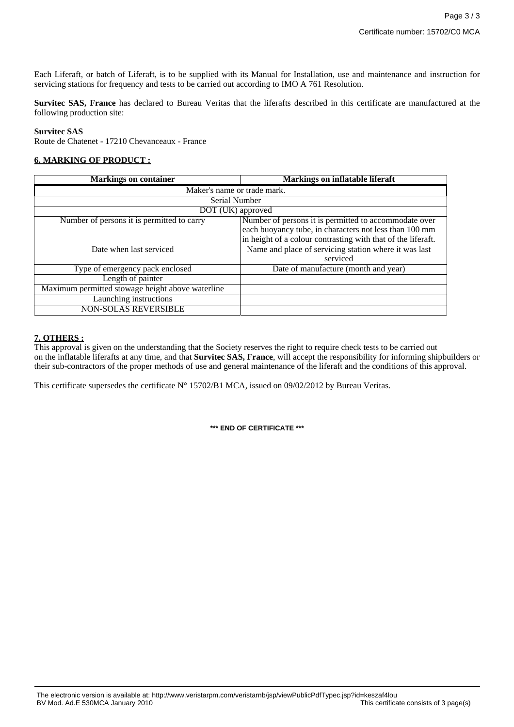Each Liferaft, or batch of Liferaft, is to be supplied with its Manual for Installation, use and maintenance and instruction for servicing stations for frequency and tests to be carried out according to IMO A 761 Resolution.

**Survitec SAS, France** has declared to Bureau Veritas that the liferafts described in this certificate are manufactured at the following production site:

**Survitec SAS**
Route de Chatenet - 17210 Chevanceaux - France

## 6. MARKING OF PRODUCT :

| Markings on container | Markings on inflatable liferaft |
|---|---|
| Maker's name or trade mark. | |
| Serial Number | |
| DOT (UK) approved | |
| Number of persons it is permitted to carry | Number of persons it is permitted to accommodate over each buoyancy tube, in characters not less than 100 mm in height of a colour contrasting with that of the liferaft. |
| Date when last serviced | Name and place of servicing station where it was last serviced |
| Type of emergency pack enclosed | Date of manufacture (month and year) |
| Length of painter | |
| Maximum permitted stowage height above waterline | |
| Launching instructions | |
| NON-SOLAS REVERSIBLE | |

## 7. OTHERS :

This approval is given on the understanding that the Society reserves the right to require check tests to be carried out on the inflatable liferafts at any time, and that **Survitec SAS, France**, will accept the responsibility for informing shipbuilders or their sub-contractors of the proper methods of use and general maintenance of the liferaft and the conditions of this approval.

This certificate supersedes the certificate N° 15702/B1 MCA, issued on 09/02/2012 by Bureau Veritas.

**\*\*\* END OF CERTIFICATE \*\*\***

The electronic version is available at: http://www.veristarpm.com/veristarnb/jsp/viewPublicPdfTypec.jsp?id=keszaf4lou
BV Mod. Ad.E 530MCA January 2010